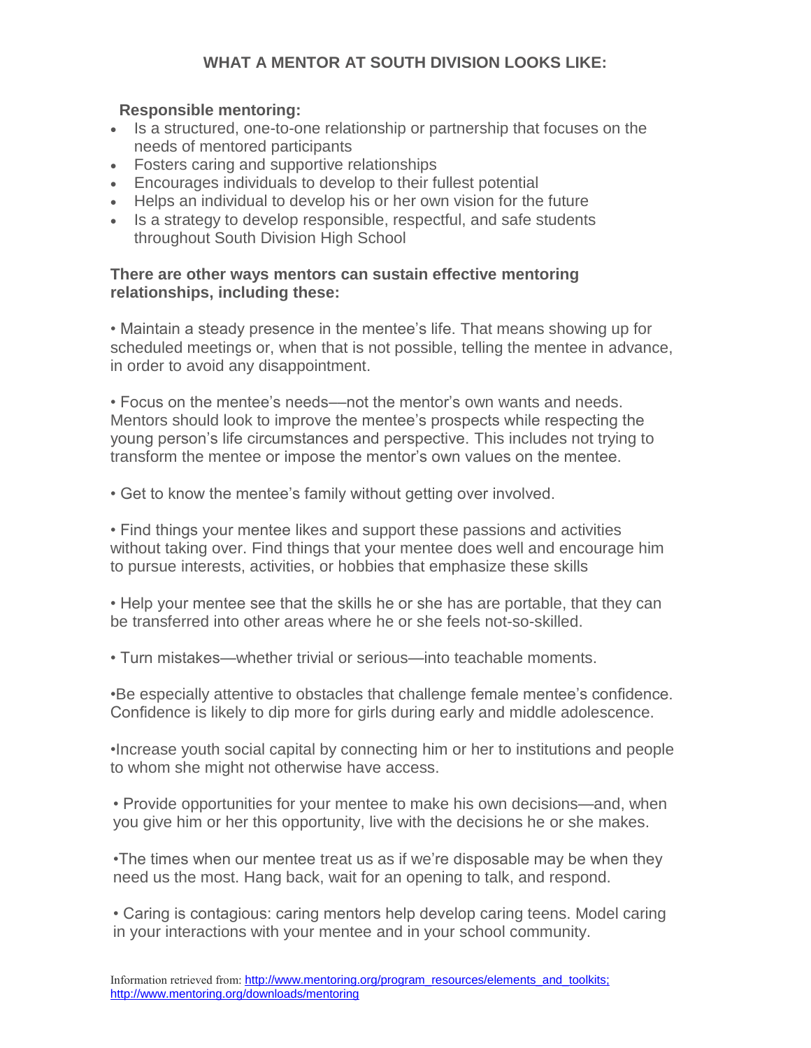## WHAT A MENTOR AT SOUTH DIVISION LOOKS LIKE:

**Responsible mentoring:**

- Is a structured, one-to-one relationship or partnership that focuses on the needs of mentored participants
- Fosters caring and supportive relationships
- Encourages individuals to develop to their fullest potential
- Helps an individual to develop his or her own vision for the future
- Is a strategy to develop responsible, respectful, and safe students throughout South Division High School

**There are other ways mentors can sustain effective mentoring relationships, including these:**

• Maintain a steady presence in the mentee's life. That means showing up for scheduled meetings or, when that is not possible, telling the mentee in advance, in order to avoid any disappointment.

• Focus on the mentee's needs—not the mentor's own wants and needs. Mentors should look to improve the mentee's prospects while respecting the young person's life circumstances and perspective. This includes not trying to transform the mentee or impose the mentor's own values on the mentee.

• Get to know the mentee's family without getting over involved.

• Find things your mentee likes and support these passions and activities without taking over. Find things that your mentee does well and encourage him to pursue interests, activities, or hobbies that emphasize these skills

• Help your mentee see that the skills he or she has are portable, that they can be transferred into other areas where he or she feels not-so-skilled.

• Turn mistakes—whether trivial or serious—into teachable moments.

•Be especially attentive to obstacles that challenge female mentee's confidence. Confidence is likely to dip more for girls during early and middle adolescence.

•Increase youth social capital by connecting him or her to institutions and people to whom she might not otherwise have access.

• Provide opportunities for your mentee to make his own decisions—and, when you give him or her this opportunity, live with the decisions he or she makes.

•The times when our mentee treat us as if we're disposable may be when they need us the most. Hang back, wait for an opening to talk, and respond.

• Caring is contagious: caring mentors help develop caring teens. Model caring in your interactions with your mentee and in your school community.

Information retrieved from: http://www.mentoring.org/program_resources/elements_and_toolkits; http://www.mentoring.org/downloads/mentoring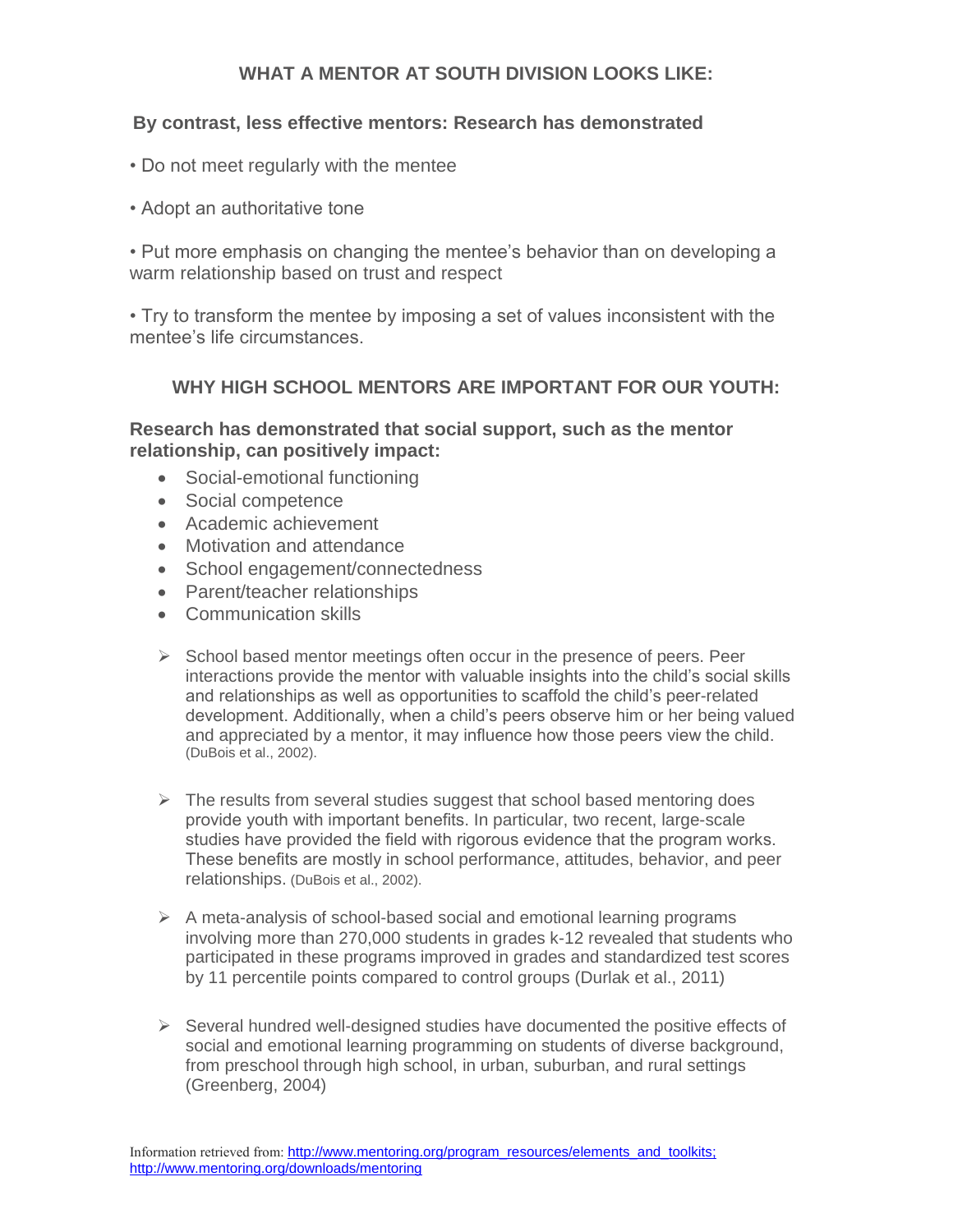## WHAT A MENTOR AT SOUTH DIVISION LOOKS LIKE:

**By contrast, less effective mentors: Research has demonstrated**

- Do not meet regularly with the mentee
- Adopt an authoritative tone
- Put more emphasis on changing the mentee's behavior than on developing a warm relationship based on trust and respect
- Try to transform the mentee by imposing a set of values inconsistent with the mentee's life circumstances.

## WHY HIGH SCHOOL MENTORS ARE IMPORTANT FOR OUR YOUTH:

**Research has demonstrated that social support, such as the mentor relationship, can positively impact:**

- Social-emotional functioning
- Social competence
- Academic achievement
- Motivation and attendance
- School engagement/connectedness
- Parent/teacher relationships
- Communication skills

- School based mentor meetings often occur in the presence of peers. Peer interactions provide the mentor with valuable insights into the child's social skills and relationships as well as opportunities to scaffold the child's peer-related development. Additionally, when a child's peers observe him or her being valued and appreciated by a mentor, it may influence how those peers view the child. (DuBois et al., 2002).

- The results from several studies suggest that school based mentoring does provide youth with important benefits. In particular, two recent, large-scale studies have provided the field with rigorous evidence that the program works. These benefits are mostly in school performance, attitudes, behavior, and peer relationships. (DuBois et al., 2002).

- A meta-analysis of school-based social and emotional learning programs involving more than 270,000 students in grades k-12 revealed that students who participated in these programs improved in grades and standardized test scores by 11 percentile points compared to control groups (Durlak et al., 2011)

- Several hundred well-designed studies have documented the positive effects of social and emotional learning programming on students of diverse background, from preschool through high school, in urban, suburban, and rural settings (Greenberg, 2004)

Information retrieved from: http://www.mentoring.org/program_resources/elements_and_toolkits; http://www.mentoring.org/downloads/mentoring